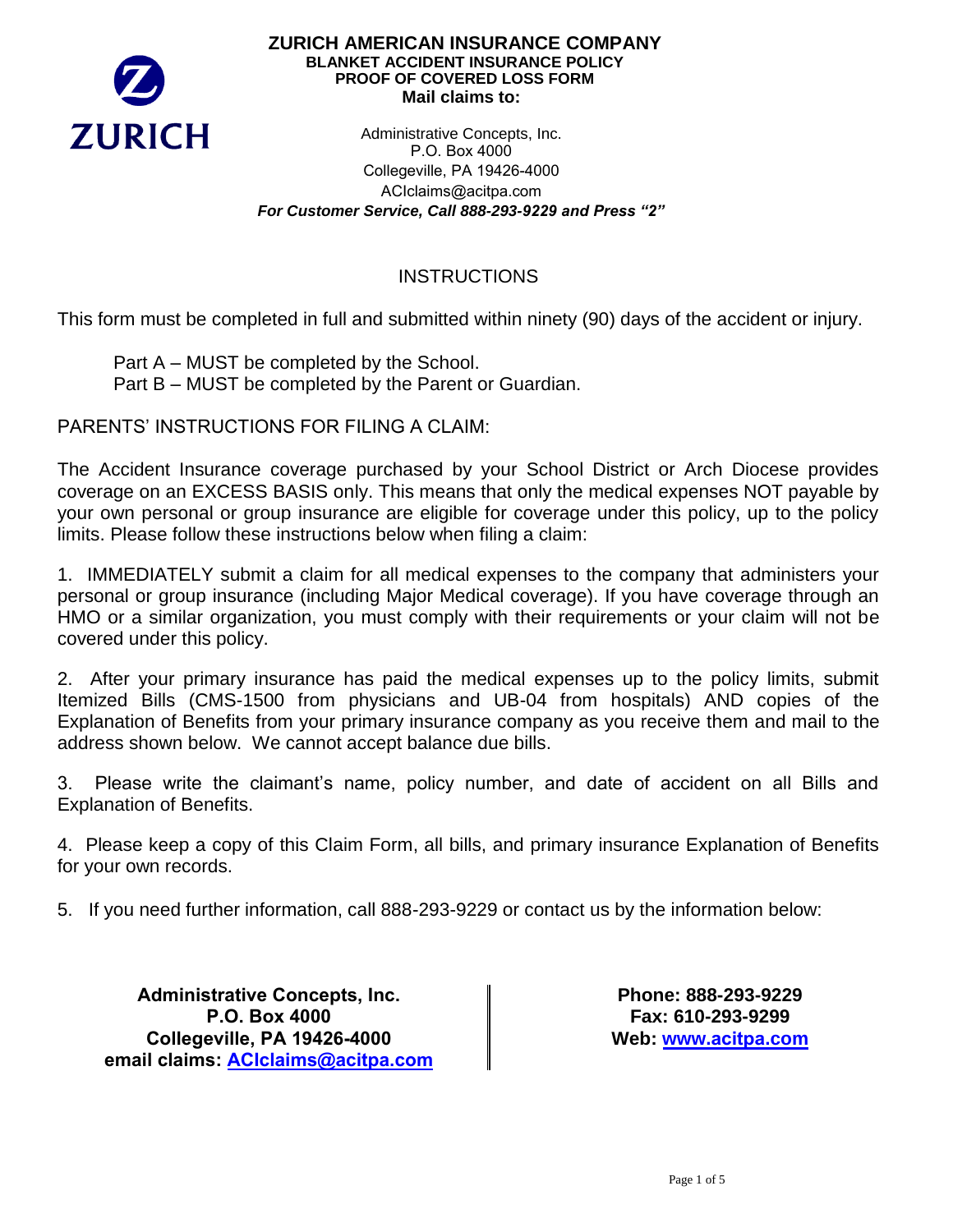# ZURICH AMERICAN INSURANCE COMPANY

**BLANKET ACCIDENT INSURANCE POLICY**
**PROOF OF COVERED LOSS FORM**
**Mail claims to:**

Administrative Concepts, Inc.
P.O. Box 4000
Collegeville, PA 19426-4000
ACIclaims@acitpa.com
***For Customer Service, Call 888-293-9229 and Press "2"***

## INSTRUCTIONS

This form must be completed in full and submitted within ninety (90) days of the accident or injury.

Part A – MUST be completed by the School.
Part B – MUST be completed by the Parent or Guardian.

PARENTS' INSTRUCTIONS FOR FILING A CLAIM:

The Accident Insurance coverage purchased by your School District or Arch Diocese provides coverage on an EXCESS BASIS only. This means that only the medical expenses NOT payable by your own personal or group insurance are eligible for coverage under this policy, up to the policy limits. Please follow these instructions below when filing a claim:

1. IMMEDIATELY submit a claim for all medical expenses to the company that administers your personal or group insurance (including Major Medical coverage). If you have coverage through an HMO or a similar organization, you must comply with their requirements or your claim will not be covered under this policy.

2. After your primary insurance has paid the medical expenses up to the policy limits, submit Itemized Bills (CMS-1500 from physicians and UB-04 from hospitals) AND copies of the Explanation of Benefits from your primary insurance company as you receive them and mail to the address shown below. We cannot accept balance due bills.

3. Please write the claimant's name, policy number, and date of accident on all Bills and Explanation of Benefits.

4. Please keep a copy of this Claim Form, all bills, and primary insurance Explanation of Benefits for your own records.

5. If you need further information, call 888-293-9229 or contact us by the information below:

**Administrative Concepts, Inc.**
**P.O. Box 4000**
**Collegeville, PA 19426-4000**
**email claims: ACIclaims@acitpa.com**

**Phone: 888-293-9229**
**Fax: 610-293-9299**
**Web: www.acitpa.com**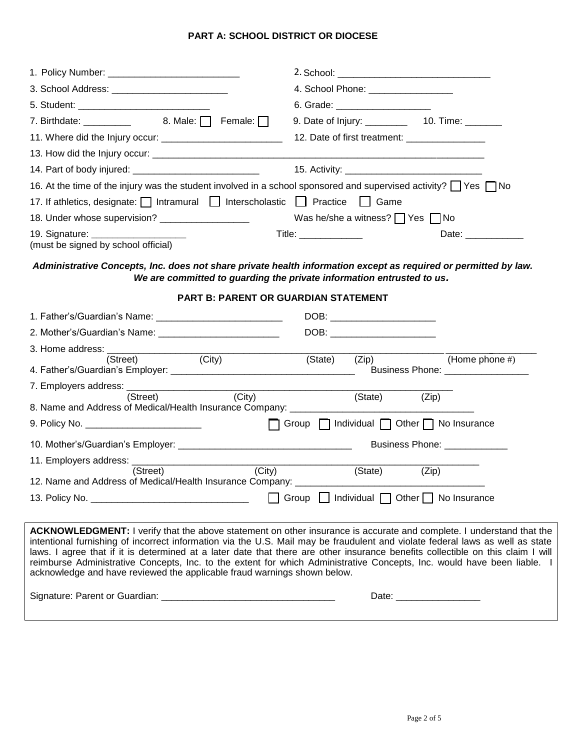## PART A: SCHOOL DISTRICT OR DIOCESE

1. Policy Number: _________________________ 2. School: _____________________________

3. School Address: ______________________ 4. School Phone: ________________

5. Student: _________________________ 6. Grade: __________________

7. Birthdate: _________ 8. Male: ☐ Female: ☐ 9. Date of Injury: ________ 10. Time: _______

11. Where did the Injury occur: _______________________ 12. Date of first treatment: _______________

13. How did the Injury occur: _________________________________________________________________

14. Part of body injured: ________________________ 15. Activity: __________________________

16. At the time of the injury was the student involved in a school sponsored and supervised activity? ☐ Yes ☐ No

17. If athletics, designate: ☐ Intramural ☐ Interscholastic ☐ Practice ☐ Game

18. Under whose supervision? _________________ Was he/she a witness? ☐ Yes ☐ No

19. Signature: __________________ Title: ____________ Date: ___________
(must be signed by school official)

***Administrative Concepts, Inc. does not share private health information except as required or permitted by law. We are committed to guarding the private information entrusted to us.***

## PART B: PARENT OR GUARDIAN STATEMENT

1. Father's/Guardian's Name: ________________________ DOB: ____________________

2. Mother's/Guardian's Name: _______________________ DOB: ____________________

3. Home address: _________________________________________________________ _________________
(Street) (City) (State) (Zip) (Home phone #)

4. Father's/Guardian's Employer: ___________________________________ Business Phone: ________________

7. Employers address: ____________________________________________________________
(Street) (City) (State) (Zip)

8. Name and Address of Medical/Health Insurance Company: __________________________________

9. Policy No. ______________________ ☐ Group ☐ Individual ☐ Other ☐ No Insurance

10. Mother's/Guardian's Employer: ________________________________ Business Phone: ____________

11. Employers address: ____________________________________________________________
(Street) (City) (State) (Zip)

12. Name and Address of Medical/Health Insurance Company: ___________________________________

13. Policy No. ______________________________ ☐ Group ☐ Individual ☐ Other ☐ No Insurance

**ACKNOWLEDGMENT:** I verify that the above statement on other insurance is accurate and complete. I understand that the intentional furnishing of incorrect information via the U.S. Mail may be fraudulent and violate federal laws as well as state laws. I agree that if it is determined at a later date that there are other insurance benefits collectible on this claim I will reimburse Administrative Concepts, Inc. to the extent for which Administrative Concepts, Inc. would have been liable. I acknowledge and have reviewed the applicable fraud warnings shown below.

Signature: Parent or Guardian: _________________________________ Date: ________________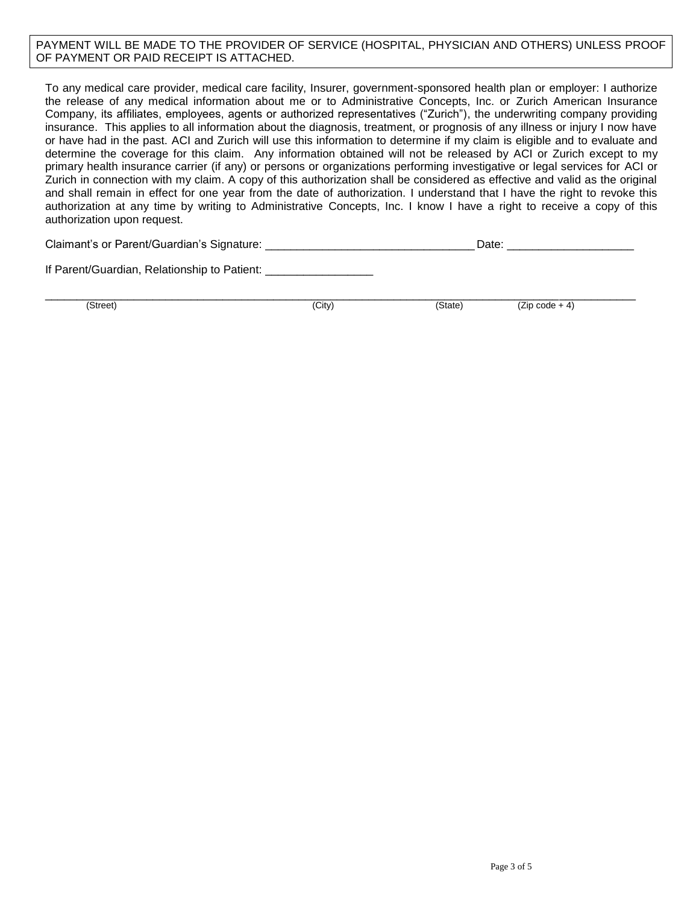PAYMENT WILL BE MADE TO THE PROVIDER OF SERVICE (HOSPITAL, PHYSICIAN AND OTHERS) UNLESS PROOF OF PAYMENT OR PAID RECEIPT IS ATTACHED.

To any medical care provider, medical care facility, Insurer, government-sponsored health plan or employer: I authorize the release of any medical information about me or to Administrative Concepts, Inc. or Zurich American Insurance Company, its affiliates, employees, agents or authorized representatives ("Zurich"), the underwriting company providing insurance. This applies to all information about the diagnosis, treatment, or prognosis of any illness or injury I now have or have had in the past. ACI and Zurich will use this information to determine if my claim is eligible and to evaluate and determine the coverage for this claim. Any information obtained will not be released by ACI or Zurich except to my primary health insurance carrier (if any) or persons or organizations performing investigative or legal services for ACI or Zurich in connection with my claim. A copy of this authorization shall be considered as effective and valid as the original and shall remain in effect for one year from the date of authorization. I understand that I have the right to revoke this authorization at any time by writing to Administrative Concepts, Inc. I know I have a right to receive a copy of this authorization upon request.

Claimant's or Parent/Guardian's Signature: ________________________________ Date: ___________________

If Parent/Guardian, Relationship to Patient: ________________

_____________________________________________________________________________________________

(Street) (City) (State) (Zip code + 4)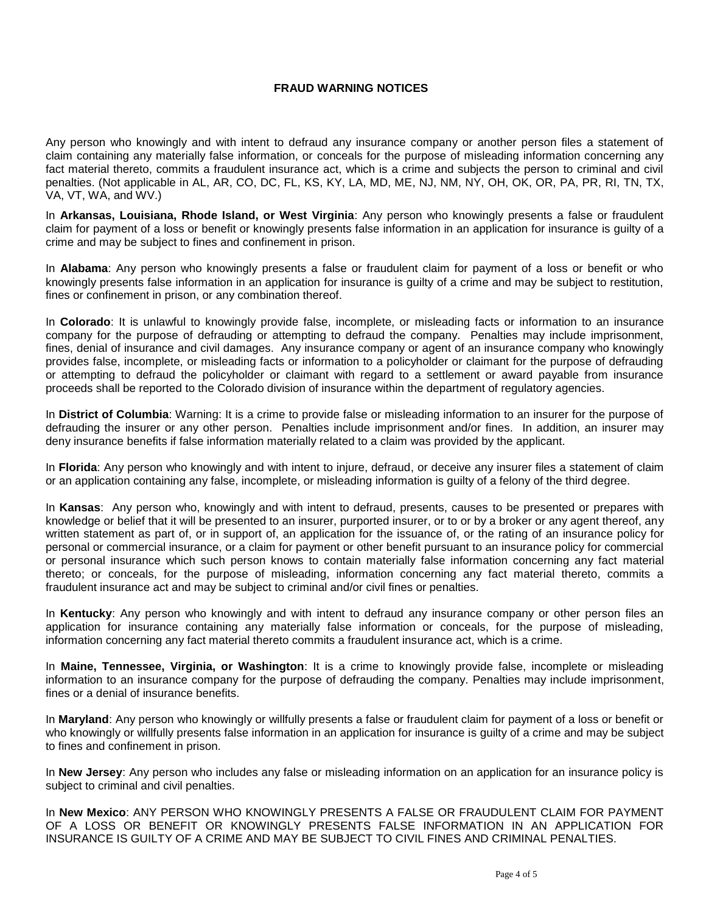# FRAUD WARNING NOTICES

Any person who knowingly and with intent to defraud any insurance company or another person files a statement of claim containing any materially false information, or conceals for the purpose of misleading information concerning any fact material thereto, commits a fraudulent insurance act, which is a crime and subjects the person to criminal and civil penalties. (Not applicable in AL, AR, CO, DC, FL, KS, KY, LA, MD, ME, NJ, NM, NY, OH, OK, OR, PA, PR, RI, TN, TX, VA, VT, WA, and WV.)

In **Arkansas, Louisiana, Rhode Island, or West Virginia**: Any person who knowingly presents a false or fraudulent claim for payment of a loss or benefit or knowingly presents false information in an application for insurance is guilty of a crime and may be subject to fines and confinement in prison.

In **Alabama**: Any person who knowingly presents a false or fraudulent claim for payment of a loss or benefit or who knowingly presents false information in an application for insurance is guilty of a crime and may be subject to restitution, fines or confinement in prison, or any combination thereof.

In **Colorado**: It is unlawful to knowingly provide false, incomplete, or misleading facts or information to an insurance company for the purpose of defrauding or attempting to defraud the company. Penalties may include imprisonment, fines, denial of insurance and civil damages. Any insurance company or agent of an insurance company who knowingly provides false, incomplete, or misleading facts or information to a policyholder or claimant for the purpose of defrauding or attempting to defraud the policyholder or claimant with regard to a settlement or award payable from insurance proceeds shall be reported to the Colorado division of insurance within the department of regulatory agencies.

In **District of Columbia**: Warning: It is a crime to provide false or misleading information to an insurer for the purpose of defrauding the insurer or any other person. Penalties include imprisonment and/or fines. In addition, an insurer may deny insurance benefits if false information materially related to a claim was provided by the applicant.

In **Florida**: Any person who knowingly and with intent to injure, defraud, or deceive any insurer files a statement of claim or an application containing any false, incomplete, or misleading information is guilty of a felony of the third degree.

In **Kansas**: Any person who, knowingly and with intent to defraud, presents, causes to be presented or prepares with knowledge or belief that it will be presented to an insurer, purported insurer, or to or by a broker or any agent thereof, any written statement as part of, or in support of, an application for the issuance of, or the rating of an insurance policy for personal or commercial insurance, or a claim for payment or other benefit pursuant to an insurance policy for commercial or personal insurance which such person knows to contain materially false information concerning any fact material thereto; or conceals, for the purpose of misleading, information concerning any fact material thereto, commits a fraudulent insurance act and may be subject to criminal and/or civil fines or penalties.

In **Kentucky**: Any person who knowingly and with intent to defraud any insurance company or other person files an application for insurance containing any materially false information or conceals, for the purpose of misleading, information concerning any fact material thereto commits a fraudulent insurance act, which is a crime.

In **Maine, Tennessee, Virginia, or Washington**: It is a crime to knowingly provide false, incomplete or misleading information to an insurance company for the purpose of defrauding the company. Penalties may include imprisonment, fines or a denial of insurance benefits.

In **Maryland**: Any person who knowingly or willfully presents a false or fraudulent claim for payment of a loss or benefit or who knowingly or willfully presents false information in an application for insurance is guilty of a crime and may be subject to fines and confinement in prison.

In **New Jersey**: Any person who includes any false or misleading information on an application for an insurance policy is subject to criminal and civil penalties.

In **New Mexico**: ANY PERSON WHO KNOWINGLY PRESENTS A FALSE OR FRAUDULENT CLAIM FOR PAYMENT OF A LOSS OR BENEFIT OR KNOWINGLY PRESENTS FALSE INFORMATION IN AN APPLICATION FOR INSURANCE IS GUILTY OF A CRIME AND MAY BE SUBJECT TO CIVIL FINES AND CRIMINAL PENALTIES.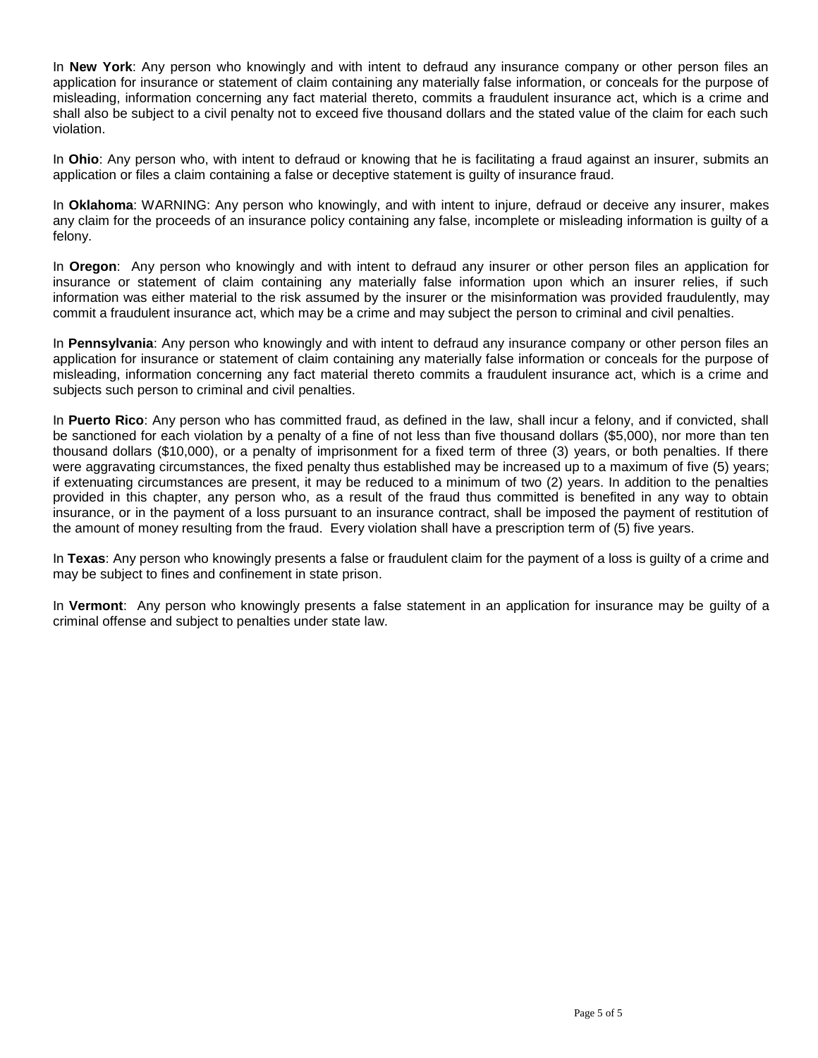In **New York**: Any person who knowingly and with intent to defraud any insurance company or other person files an application for insurance or statement of claim containing any materially false information, or conceals for the purpose of misleading, information concerning any fact material thereto, commits a fraudulent insurance act, which is a crime and shall also be subject to a civil penalty not to exceed five thousand dollars and the stated value of the claim for each such violation.

In **Ohio**: Any person who, with intent to defraud or knowing that he is facilitating a fraud against an insurer, submits an application or files a claim containing a false or deceptive statement is guilty of insurance fraud.

In **Oklahoma**: WARNING: Any person who knowingly, and with intent to injure, defraud or deceive any insurer, makes any claim for the proceeds of an insurance policy containing any false, incomplete or misleading information is guilty of a felony.

In **Oregon**: Any person who knowingly and with intent to defraud any insurer or other person files an application for insurance or statement of claim containing any materially false information upon which an insurer relies, if such information was either material to the risk assumed by the insurer or the misinformation was provided fraudulently, may commit a fraudulent insurance act, which may be a crime and may subject the person to criminal and civil penalties.

In **Pennsylvania**: Any person who knowingly and with intent to defraud any insurance company or other person files an application for insurance or statement of claim containing any materially false information or conceals for the purpose of misleading, information concerning any fact material thereto commits a fraudulent insurance act, which is a crime and subjects such person to criminal and civil penalties.

In **Puerto Rico**: Any person who has committed fraud, as defined in the law, shall incur a felony, and if convicted, shall be sanctioned for each violation by a penalty of a fine of not less than five thousand dollars ($5,000), nor more than ten thousand dollars ($10,000), or a penalty of imprisonment for a fixed term of three (3) years, or both penalties. If there were aggravating circumstances, the fixed penalty thus established may be increased up to a maximum of five (5) years; if extenuating circumstances are present, it may be reduced to a minimum of two (2) years. In addition to the penalties provided in this chapter, any person who, as a result of the fraud thus committed is benefited in any way to obtain insurance, or in the payment of a loss pursuant to an insurance contract, shall be imposed the payment of restitution of the amount of money resulting from the fraud. Every violation shall have a prescription term of (5) five years.

In **Texas**: Any person who knowingly presents a false or fraudulent claim for the payment of a loss is guilty of a crime and may be subject to fines and confinement in state prison.

In **Vermont**: Any person who knowingly presents a false statement in an application for insurance may be guilty of a criminal offense and subject to penalties under state law.